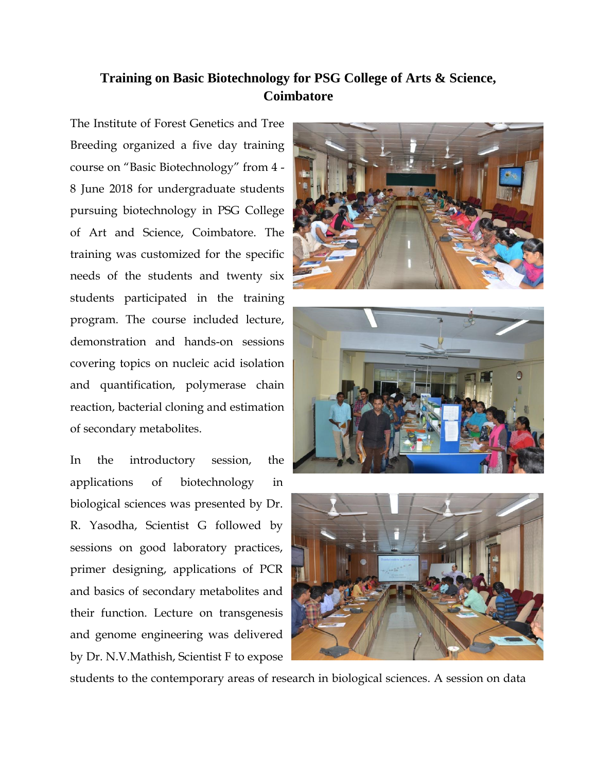# Training on Basic Biotechnology for PSG College of Arts & Science, Coimbatore

The Institute of Forest Genetics and Tree Breeding organized a five day training course on "Basic Biotechnology" from 4 - 8 June 2018 for undergraduate students pursuing biotechnology in PSG College of Art and Science, Coimbatore. The training was customized for the specific needs of the students and twenty six students participated in the training program. The course included lecture, demonstration and hands-on sessions covering topics on nucleic acid isolation and quantification, polymerase chain reaction, bacterial cloning and estimation of secondary metabolites.

In the introductory session, the applications of biotechnology in biological sciences was presented by Dr. R. Yasodha, Scientist G followed by sessions on good laboratory practices, primer designing, applications of PCR and basics of secondary metabolites and their function. Lecture on transgenesis and genome engineering was delivered by Dr. N.V.Mathish, Scientist F to expose students to the contemporary areas of research in biological sciences. A session on data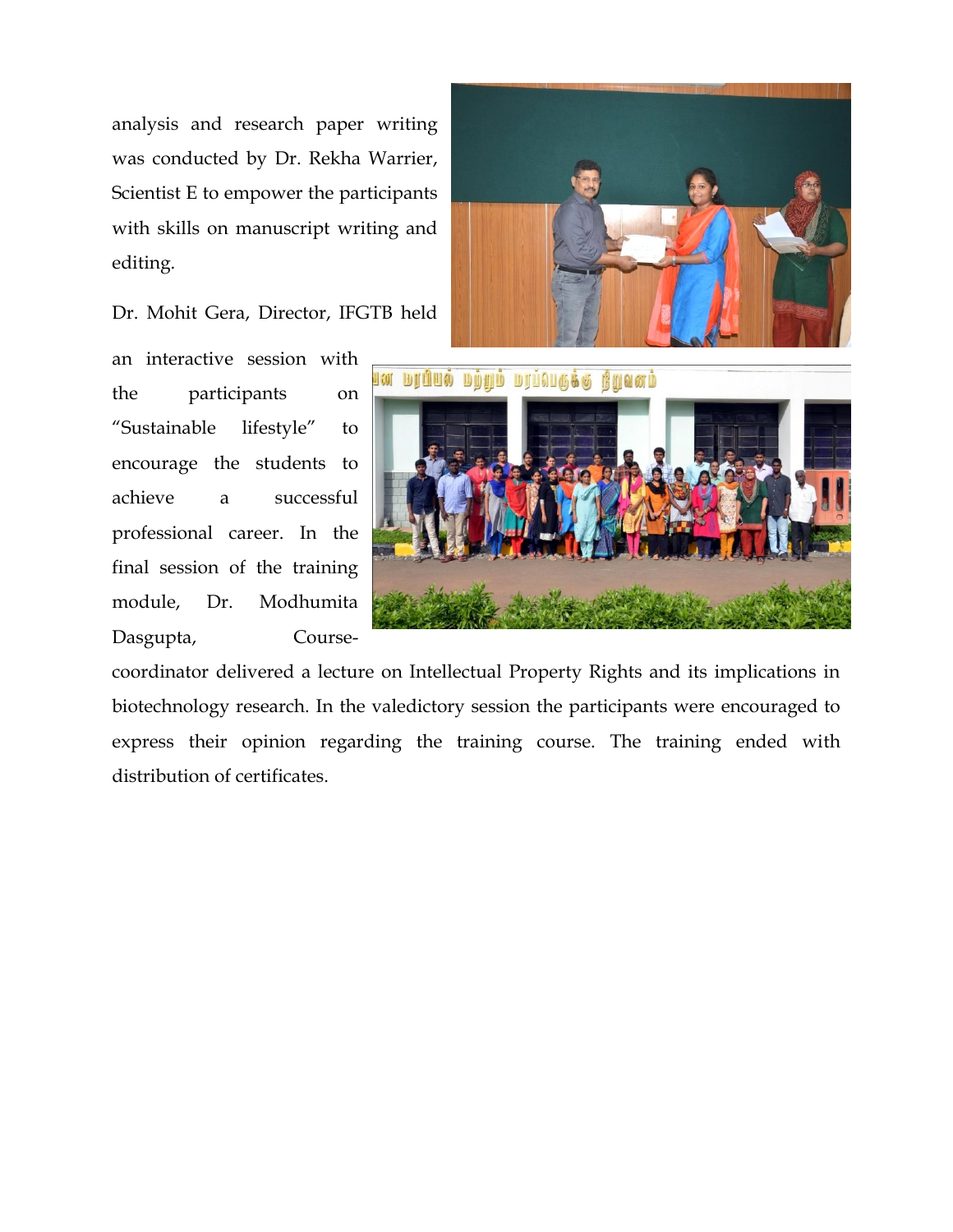analysis and research paper writing was conducted by Dr. Rekha Warrier, Scientist E to empower the participants with skills on manuscript writing and editing.

Dr. Mohit Gera, Director, IFGTB held an interactive session with the participants on "Sustainable lifestyle" to encourage the students to achieve a successful professional career. In the final session of the training module, Dr. Modhumita Dasgupta, Course-coordinator delivered a lecture on Intellectual Property Rights and its implications in biotechnology research. In the valedictory session the participants were encouraged to express their opinion regarding the training course. The training ended with distribution of certificates.